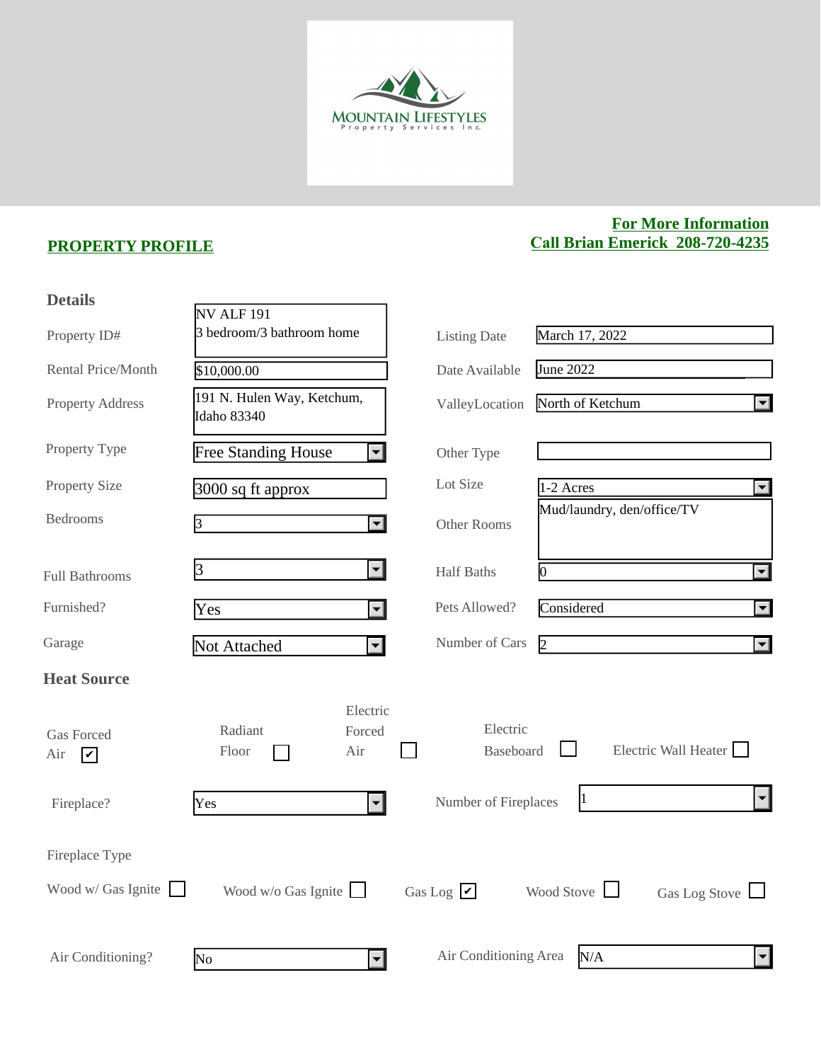MOUNTAIN LIFESTYLES
Property Services Inc.

## PROPERTY PROFILE

**For More Information**
**Call Brian Emerick 208-720-4235**

### Details

| Field | Value | Field | Value |
|---|---|---|---|
| Property ID# | NV ALF 191 3 bedroom/3 bathroom home | Listing Date | March 17, 2022 |
| Rental Price/Month | $10,000.00 | Date Available | June 2022 |
| Property Address | 191 N. Hulen Way, Ketchum, Idaho 83340 | ValleyLocation | North of Ketchum |
| Property Type | Free Standing House | Other Type | |
| Property Size | 3000 sq ft approx | Lot Size | 1-2 Acres |
| Bedrooms | 3 | Other Rooms | Mud/laundry, den/office/TV |
| Full Bathrooms | 3 | Half Baths | 0 |
| Furnished? | Yes | Pets Allowed? | Considered |
| Garage | Not Attached | Number of Cars | 2 |

### Heat Source

- [x] Gas Forced Air
- [ ] Radiant Floor
- [ ] Electric Forced Air
- [ ] Electric Baseboard
- [ ] Electric Wall Heater

| Field | Value | Field | Value |
|---|---|---|---|
| Fireplace? | Yes | Number of Fireplaces | 1 |

Fireplace Type

- [ ] Wood w/ Gas Ignite
- [ ] Wood w/o Gas Ignite
- [x] Gas Log
- [ ] Wood Stove
- [ ] Gas Log Stove

| Field | Value | Field | Value |
|---|---|---|---|
| Air Conditioning? | No | Air Conditioning Area | N/A |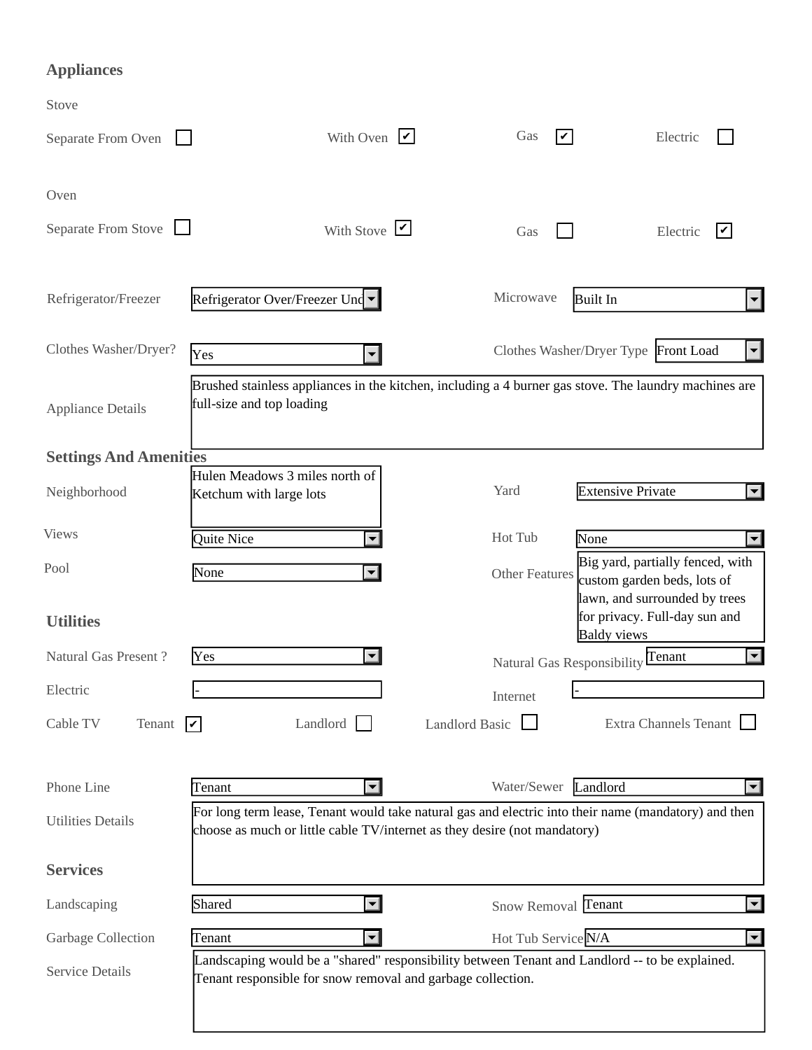## Appliances

**Stove**

| | | | | | | | |
|---|---|---|---|---|---|---|---|
| Separate From Oven | ☐ | With Oven | ☑ | Gas | ☑ | Electric | ☐ |

**Oven**

| | | | | | | | |
|---|---|---|---|---|---|---|---|
| Separate From Stove | ☐ | With Stove | ☑ | Gas | ☐ | Electric | ☑ |

| | | | |
|---|---|---|---|
| Refrigerator/Freezer | Refrigerator Over/Freezer Und | Microwave | Built In |
| Clothes Washer/Dryer? | Yes | Clothes Washer/Dryer Type | Front Load |

Appliance Details: Brushed stainless appliances in the kitchen, including a 4 burner gas stove. The laundry machines are full-size and top loading

## Settings And Amenities

| | | | |
|---|---|---|---|
| Neighborhood | Hulen Meadows 3 miles north of Ketchum with large lots | Yard | Extensive Private |
| Views | Quite Nice | Hot Tub | None |
| Pool | None | Other Features | Big yard, partially fenced, with custom garden beds, lots of lawn, and surrounded by trees for privacy. Full-day sun and Baldy views |

## Utilities

| | | | |
|---|---|---|---|
| Natural Gas Present ? | Yes | Natural Gas Responsibility | Tenant |
| Electric | - | Internet | - |

| | | | | | | | | |
|---|---|---|---|---|---|---|---|---|
| Cable TV | Tenant | ☑ | Landlord | ☐ | Landlord Basic | ☐ | Extra Channels Tenant | ☐ |

| | | | |
|---|---|---|---|
| Phone Line | Tenant | Water/Sewer | Landlord |

Utilities Details: For long term lease, Tenant would take natural gas and electric into their name (mandatory) and then choose as much or little cable TV/internet as they desire (not mandatory)

## Services

| | | | |
|---|---|---|---|
| Landscaping | Shared | Snow Removal | Tenant |
| Garbage Collection | Tenant | Hot Tub Service | N/A |

Service Details: Landscaping would be a "shared" responsibility between Tenant and Landlord -- to be explained. Tenant responsible for snow removal and garbage collection.